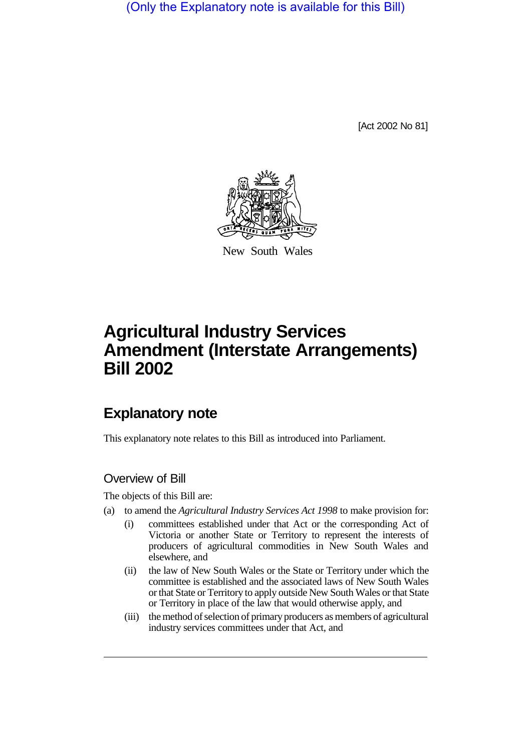(Only the Explanatory note is available for this Bill)

[Act 2002 No 81]

New South Wales

# Agricultural Industry Services Amendment (Interstate Arrangements) Bill 2002

## Explanatory note

This explanatory note relates to this Bill as introduced into Parliament.

### Overview of Bill

The objects of this Bill are:

(a) to amend the *Agricultural Industry Services Act 1998* to make provision for:

- (i) committees established under that Act or the corresponding Act of Victoria or another State or Territory to represent the interests of producers of agricultural commodities in New South Wales and elsewhere, and
- (ii) the law of New South Wales or the State or Territory under which the committee is established and the associated laws of New South Wales or that State or Territory to apply outside New South Wales or that State or Territory in place of the law that would otherwise apply, and
- (iii) the method of selection of primary producers as members of agricultural industry services committees under that Act, and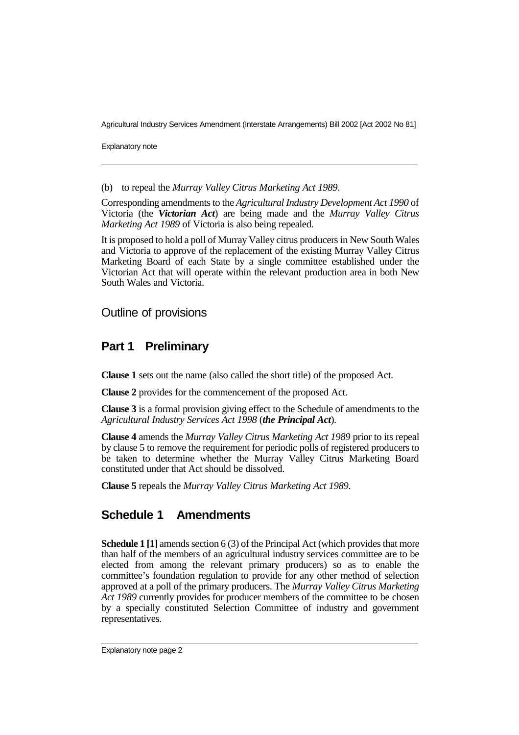(b) to repeal the *Murray Valley Citrus Marketing Act 1989*.

Corresponding amendments to the *Agricultural Industry Development Act 1990* of Victoria (the ***Victorian Act***) are being made and the *Murray Valley Citrus Marketing Act 1989* of Victoria is also being repealed.

It is proposed to hold a poll of Murray Valley citrus producers in New South Wales and Victoria to approve of the replacement of the existing Murray Valley Citrus Marketing Board of each State by a single committee established under the Victorian Act that will operate within the relevant production area in both New South Wales and Victoria.

## Outline of provisions

## Part 1 Preliminary

**Clause 1** sets out the name (also called the short title) of the proposed Act.

**Clause 2** provides for the commencement of the proposed Act.

**Clause 3** is a formal provision giving effect to the Schedule of amendments to the *Agricultural Industry Services Act 1998* (***the Principal Act***).

**Clause 4** amends the *Murray Valley Citrus Marketing Act 1989* prior to its repeal by clause 5 to remove the requirement for periodic polls of registered producers to be taken to determine whether the Murray Valley Citrus Marketing Board constituted under that Act should be dissolved.

**Clause 5** repeals the *Murray Valley Citrus Marketing Act 1989*.

## Schedule 1 Amendments

**Schedule 1 [1]** amends section 6 (3) of the Principal Act (which provides that more than half of the members of an agricultural industry services committee are to be elected from among the relevant primary producers) so as to enable the committee's foundation regulation to provide for any other method of selection approved at a poll of the primary producers. The *Murray Valley Citrus Marketing Act 1989* currently provides for producer members of the committee to be chosen by a specially constituted Selection Committee of industry and government representatives.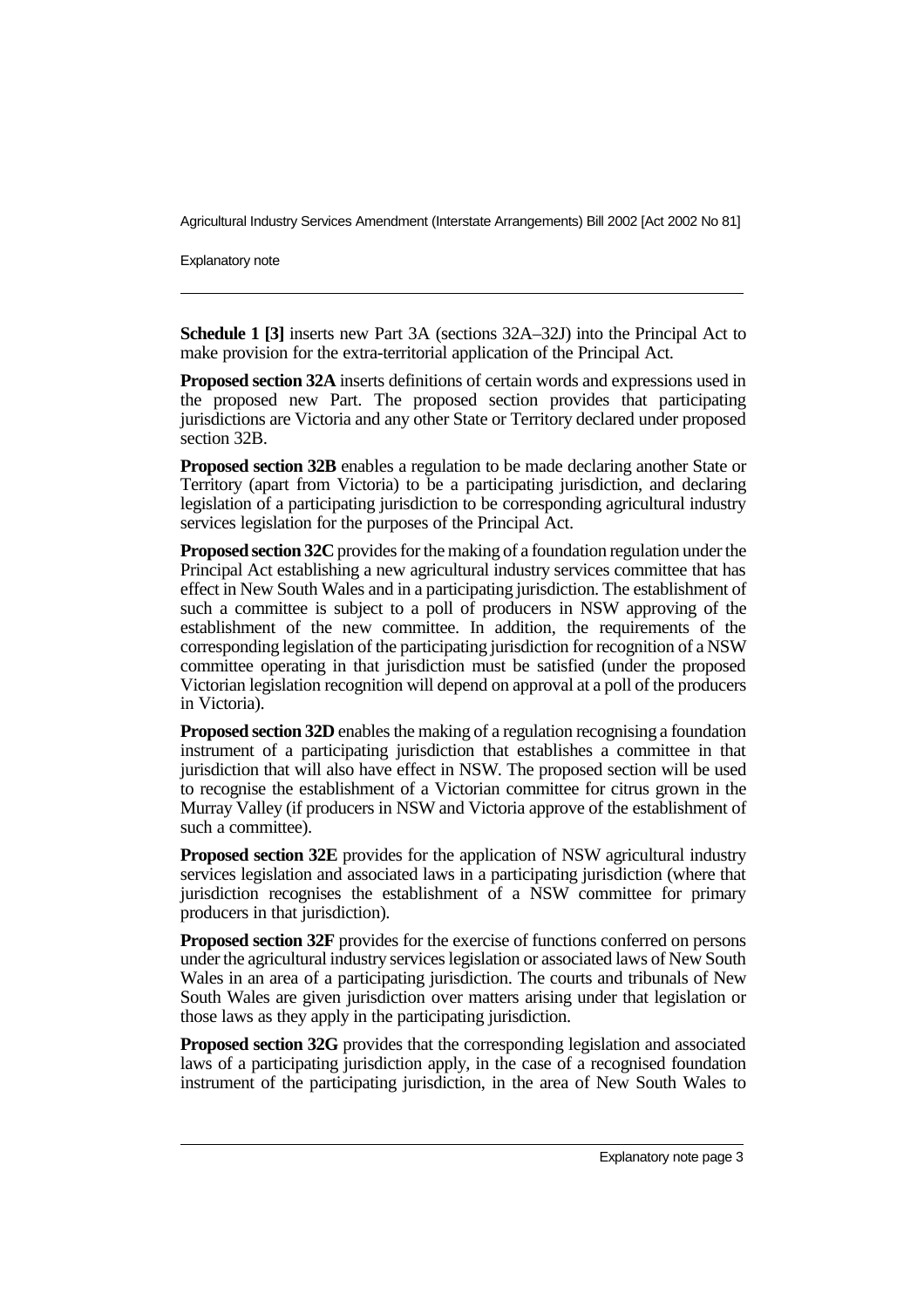**Schedule 1 [3]** inserts new Part 3A (sections 32A–32J) into the Principal Act to make provision for the extra-territorial application of the Principal Act.

**Proposed section 32A** inserts definitions of certain words and expressions used in the proposed new Part. The proposed section provides that participating jurisdictions are Victoria and any other State or Territory declared under proposed section 32B.

**Proposed section 32B** enables a regulation to be made declaring another State or Territory (apart from Victoria) to be a participating jurisdiction, and declaring legislation of a participating jurisdiction to be corresponding agricultural industry services legislation for the purposes of the Principal Act.

**Proposed section 32C** provides for the making of a foundation regulation under the Principal Act establishing a new agricultural industry services committee that has effect in New South Wales and in a participating jurisdiction. The establishment of such a committee is subject to a poll of producers in NSW approving of the establishment of the new committee. In addition, the requirements of the corresponding legislation of the participating jurisdiction for recognition of a NSW committee operating in that jurisdiction must be satisfied (under the proposed Victorian legislation recognition will depend on approval at a poll of the producers in Victoria).

**Proposed section 32D** enables the making of a regulation recognising a foundation instrument of a participating jurisdiction that establishes a committee in that jurisdiction that will also have effect in NSW. The proposed section will be used to recognise the establishment of a Victorian committee for citrus grown in the Murray Valley (if producers in NSW and Victoria approve of the establishment of such a committee).

**Proposed section 32E** provides for the application of NSW agricultural industry services legislation and associated laws in a participating jurisdiction (where that jurisdiction recognises the establishment of a NSW committee for primary producers in that jurisdiction).

**Proposed section 32F** provides for the exercise of functions conferred on persons under the agricultural industry services legislation or associated laws of New South Wales in an area of a participating jurisdiction. The courts and tribunals of New South Wales are given jurisdiction over matters arising under that legislation or those laws as they apply in the participating jurisdiction.

**Proposed section 32G** provides that the corresponding legislation and associated laws of a participating jurisdiction apply, in the case of a recognised foundation instrument of the participating jurisdiction, in the area of New South Wales to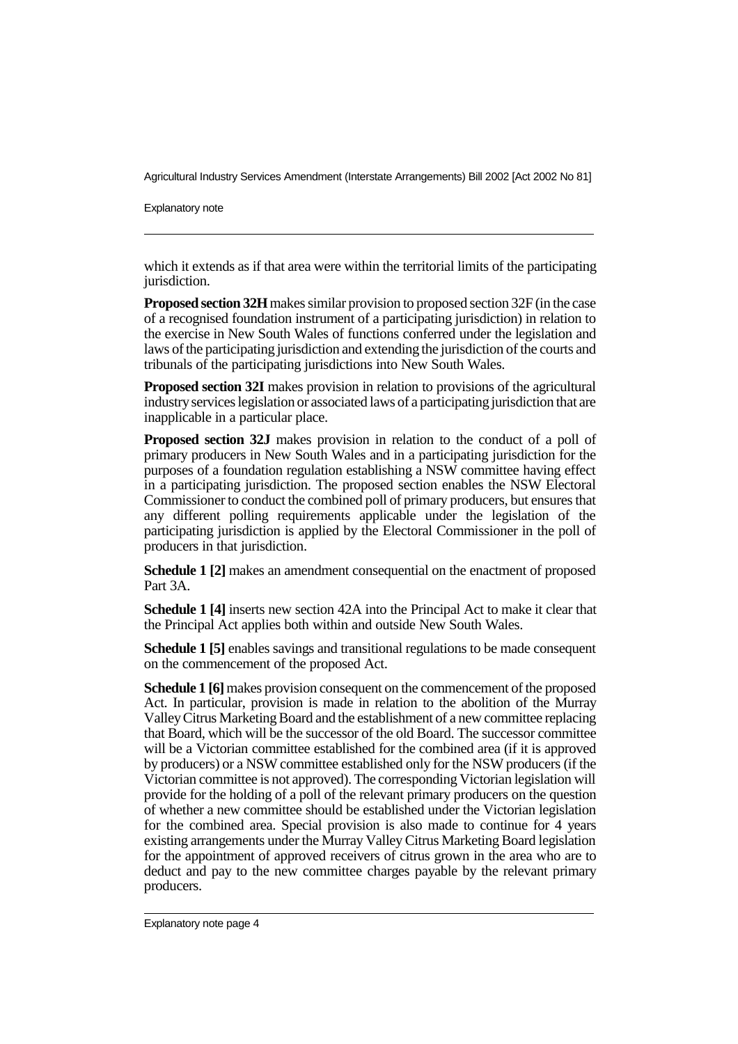which it extends as if that area were within the territorial limits of the participating jurisdiction.

**Proposed section 32H** makes similar provision to proposed section 32F (in the case of a recognised foundation instrument of a participating jurisdiction) in relation to the exercise in New South Wales of functions conferred under the legislation and laws of the participating jurisdiction and extending the jurisdiction of the courts and tribunals of the participating jurisdictions into New South Wales.

**Proposed section 32I** makes provision in relation to provisions of the agricultural industry services legislation or associated laws of a participating jurisdiction that are inapplicable in a particular place.

**Proposed section 32J** makes provision in relation to the conduct of a poll of primary producers in New South Wales and in a participating jurisdiction for the purposes of a foundation regulation establishing a NSW committee having effect in a participating jurisdiction. The proposed section enables the NSW Electoral Commissioner to conduct the combined poll of primary producers, but ensures that any different polling requirements applicable under the legislation of the participating jurisdiction is applied by the Electoral Commissioner in the poll of producers in that jurisdiction.

**Schedule 1 [2]** makes an amendment consequential on the enactment of proposed Part 3A.

**Schedule 1 [4]** inserts new section 42A into the Principal Act to make it clear that the Principal Act applies both within and outside New South Wales.

**Schedule 1 [5]** enables savings and transitional regulations to be made consequent on the commencement of the proposed Act.

**Schedule 1 [6]** makes provision consequent on the commencement of the proposed Act. In particular, provision is made in relation to the abolition of the Murray Valley Citrus Marketing Board and the establishment of a new committee replacing that Board, which will be the successor of the old Board. The successor committee will be a Victorian committee established for the combined area (if it is approved by producers) or a NSW committee established only for the NSW producers (if the Victorian committee is not approved). The corresponding Victorian legislation will provide for the holding of a poll of the relevant primary producers on the question of whether a new committee should be established under the Victorian legislation for the combined area. Special provision is also made to continue for 4 years existing arrangements under the Murray Valley Citrus Marketing Board legislation for the appointment of approved receivers of citrus grown in the area who are to deduct and pay to the new committee charges payable by the relevant primary producers.